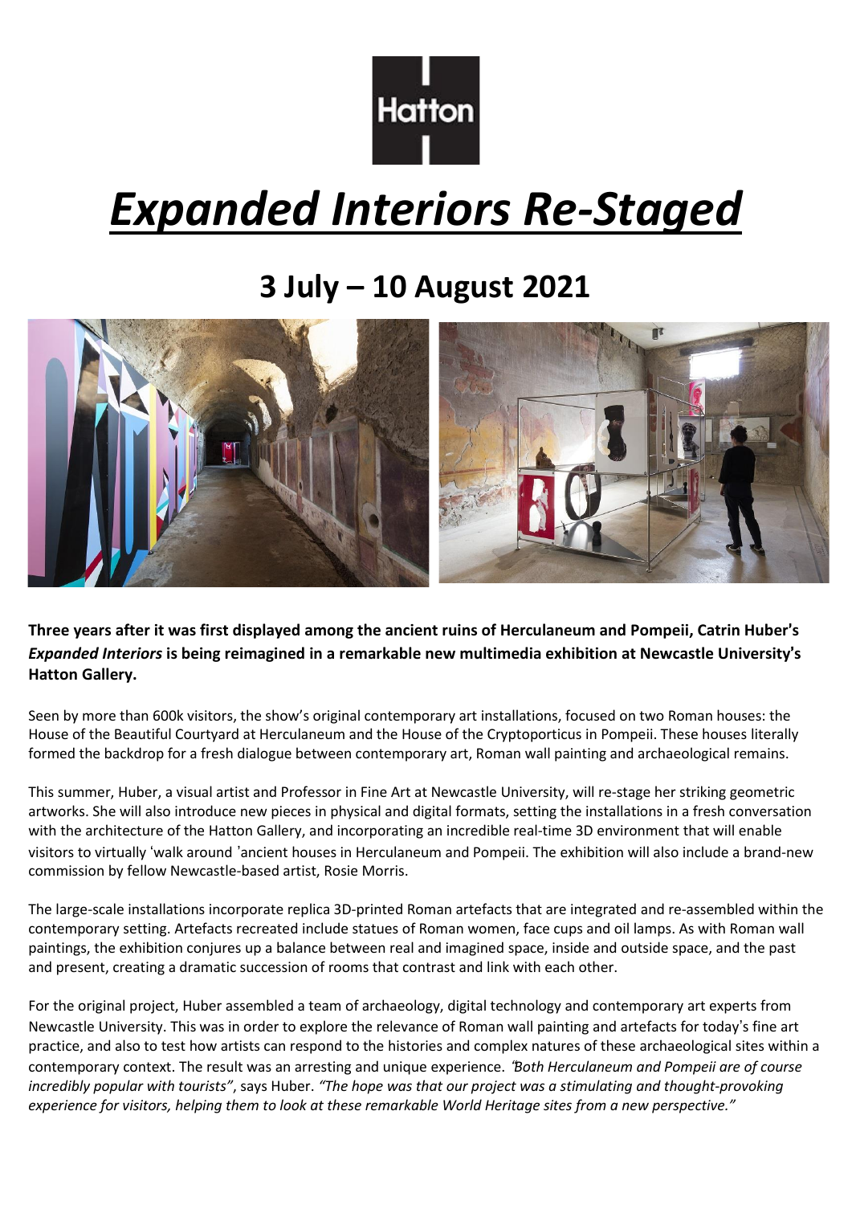Hatton

# ***Expanded Interiors Re-Staged***

## 3 July – 10 August 2021

**Three years after it was first displayed among the ancient ruins of Herculaneum and Pompeii, Catrin Huber's *Expanded Interiors* is being reimagined in a remarkable new multimedia exhibition at Newcastle University's Hatton Gallery.**

Seen by more than 600k visitors, the show's original contemporary art installations, focused on two Roman houses: the House of the Beautiful Courtyard at Herculaneum and the House of the Cryptoporticus in Pompeii. These houses literally formed the backdrop for a fresh dialogue between contemporary art, Roman wall painting and archaeological remains.

This summer, Huber, a visual artist and Professor in Fine Art at Newcastle University, will re-stage her striking geometric artworks. She will also introduce new pieces in physical and digital formats, setting the installations in a fresh conversation with the architecture of the Hatton Gallery, and incorporating an incredible real-time 3D environment that will enable visitors to virtually 'walk around 'ancient houses in Herculaneum and Pompeii. The exhibition will also include a brand-new commission by fellow Newcastle-based artist, Rosie Morris.

The large-scale installations incorporate replica 3D-printed Roman artefacts that are integrated and re-assembled within the contemporary setting. Artefacts recreated include statues of Roman women, face cups and oil lamps. As with Roman wall paintings, the exhibition conjures up a balance between real and imagined space, inside and outside space, and the past and present, creating a dramatic succession of rooms that contrast and link with each other.

For the original project, Huber assembled a team of archaeology, digital technology and contemporary art experts from Newcastle University. This was in order to explore the relevance of Roman wall painting and artefacts for today's fine art practice, and also to test how artists can respond to the histories and complex natures of these archaeological sites within a contemporary context. The result was an arresting and unique experience. *"Both Herculaneum and Pompeii are of course incredibly popular with tourists"*, says Huber. *"The hope was that our project was a stimulating and thought-provoking experience for visitors, helping them to look at these remarkable World Heritage sites from a new perspective."*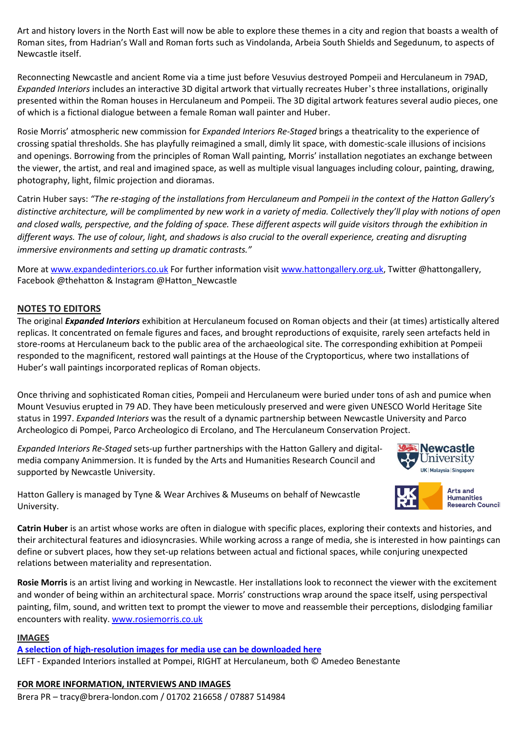Art and history lovers in the North East will now be able to explore these themes in a city and region that boasts a wealth of Roman sites, from Hadrian's Wall and Roman forts such as Vindolanda, Arbeia South Shields and Segedunum, to aspects of Newcastle itself.

Reconnecting Newcastle and ancient Rome via a time just before Vesuvius destroyed Pompeii and Herculaneum in 79AD, *Expanded Interiors* includes an interactive 3D digital artwork that virtually recreates Huber's three installations, originally presented within the Roman houses in Herculaneum and Pompeii. The 3D digital artwork features several audio pieces, one of which is a fictional dialogue between a female Roman wall painter and Huber.

Rosie Morris' atmospheric new commission for *Expanded Interiors Re-Staged* brings a theatricality to the experience of crossing spatial thresholds. She has playfully reimagined a small, dimly lit space, with domestic-scale illusions of incisions and openings. Borrowing from the principles of Roman Wall painting, Morris' installation negotiates an exchange between the viewer, the artist, and real and imagined space, as well as multiple visual languages including colour, painting, drawing, photography, light, filmic projection and dioramas.

Catrin Huber says: *"The re-staging of the installations from Herculaneum and Pompeii in the context of the Hatton Gallery's distinctive architecture, will be complimented by new work in a variety of media. Collectively they'll play with notions of open and closed walls, perspective, and the folding of space. These different aspects will guide visitors through the exhibition in different ways. The use of colour, light, and shadows is also crucial to the overall experience, creating and disrupting immersive environments and setting up dramatic contrasts."*

More at [www.expandedinteriors.co.uk](http://www.expandedinteriors.co.uk) For further information visit [www.hattongallery.org.uk](http://www.hattongallery.org.uk), Twitter @hattongallery, Facebook @thehatton & Instagram @Hatton_Newcastle

## NOTES TO EDITORS

The original ***Expanded Interiors*** exhibition at Herculaneum focused on Roman objects and their (at times) artistically altered replicas. It concentrated on female figures and faces, and brought reproductions of exquisite, rarely seen artefacts held in store-rooms at Herculaneum back to the public area of the archaeological site. The corresponding exhibition at Pompeii responded to the magnificent, restored wall paintings at the House of the Cryptoporticus, where two installations of Huber's wall paintings incorporated replicas of Roman objects.

Once thriving and sophisticated Roman cities, Pompeii and Herculaneum were buried under tons of ash and pumice when Mount Vesuvius erupted in 79 AD. They have been meticulously preserved and were given UNESCO World Heritage Site status in 1997. *Expanded Interiors* was the result of a dynamic partnership between Newcastle University and Parco Archeologico di Pompei, Parco Archeologico di Ercolano, and The Herculaneum Conservation Project.

*Expanded Interiors Re-Staged* sets-up further partnerships with the Hatton Gallery and digital-media company Animmersion. It is funded by the Arts and Humanities Research Council and supported by Newcastle University.

Newcastle University UK | Malaysia | Singapore

Arts and Humanities Research Council

Hatton Gallery is managed by Tyne & Wear Archives & Museums on behalf of Newcastle University.

**Catrin Huber** is an artist whose works are often in dialogue with specific places, exploring their contexts and histories, and their architectural features and idiosyncrasies. While working across a range of media, she is interested in how paintings can define or subvert places, how they set-up relations between actual and fictional spaces, while conjuring unexpected relations between materiality and representation.

**Rosie Morris** is an artist living and working in Newcastle. Her installations look to reconnect the viewer with the excitement and wonder of being within an architectural space. Morris' constructions wrap around the space itself, using perspectival painting, film, sound, and written text to prompt the viewer to move and reassemble their perceptions, dislodging familiar encounters with reality. [www.rosiemorris.co.uk](http://www.rosiemorris.co.uk)

## IMAGES

**A selection of high-resolution images for media use can be downloaded here**

LEFT - Expanded Interiors installed at Pompei, RIGHT at Herculaneum, both © Amedeo Benestante

## FOR MORE INFORMATION, INTERVIEWS AND IMAGES

Brera PR – tracy@brera-london.com / 01702 216658 / 07887 514984